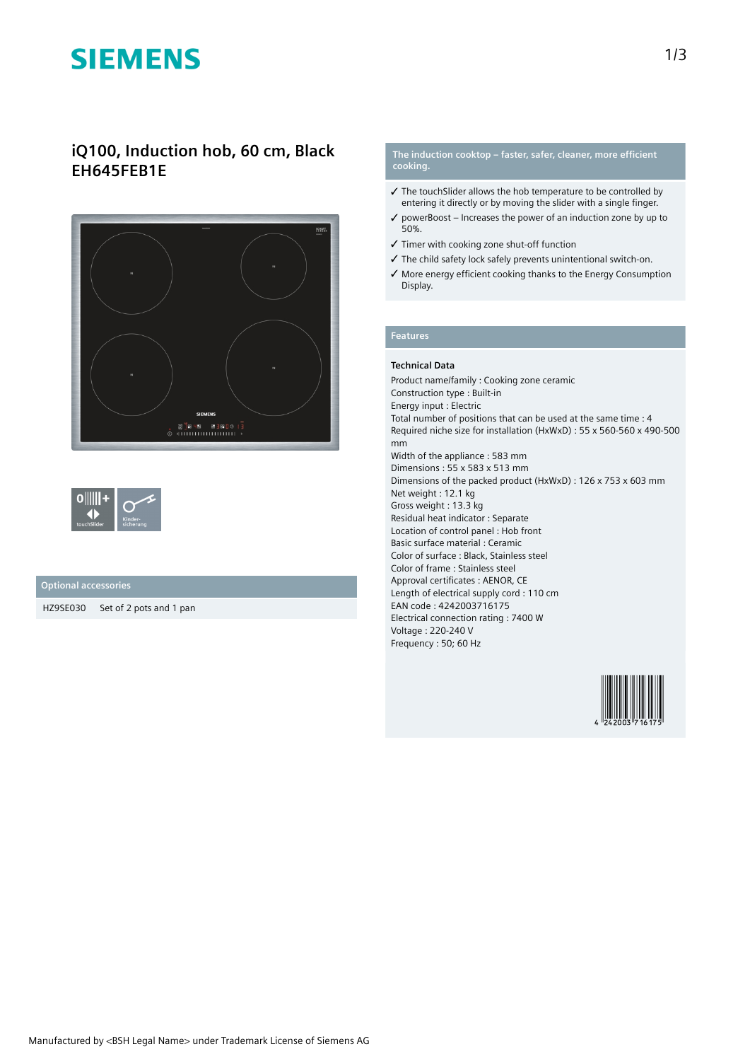# SIEMENS

## iQ100, Induction hob, 60 cm, Black EH645FEB1E

touchSlider

Kinder-sicherung

### Optional accessories

| | |
|---|---|
| HZ9SE030 | Set of 2 pots and 1 pan |

### The induction cooktop – faster, safer, cleaner, more efficient cooking.

- ✓ The touchSlider allows the hob temperature to be controlled by entering it directly or by moving the slider with a single finger.
- ✓ powerBoost – Increases the power of an induction zone by up to 50%.
- ✓ Timer with cooking zone shut-off function
- ✓ The child safety lock safely prevents unintentional switch-on.
- ✓ More energy efficient cooking thanks to the Energy Consumption Display.

### Features

**Technical Data**

Product name/family : Cooking zone ceramic
Construction type : Built-in
Energy input : Electric
Total number of positions that can be used at the same time : 4
Required niche size for installation (HxWxD) : 55 x 560-560 x 490-500 mm
Width of the appliance : 583 mm
Dimensions : 55 x 583 x 513 mm
Dimensions of the packed product (HxWxD) : 126 x 753 x 603 mm
Net weight : 12.1 kg
Gross weight : 13.3 kg
Residual heat indicator : Separate
Location of control panel : Hob front
Basic surface material : Ceramic
Color of surface : Black, Stainless steel
Color of frame : Stainless steel
Approval certificates : AENOR, CE
Length of electrical supply cord : 110 cm
EAN code : 4242003716175
Electrical connection rating : 7400 W
Voltage : 220-240 V
Frequency : 50; 60 Hz

4 242003 716175

Manufactured by <BSH Legal Name> under Trademark License of Siemens AG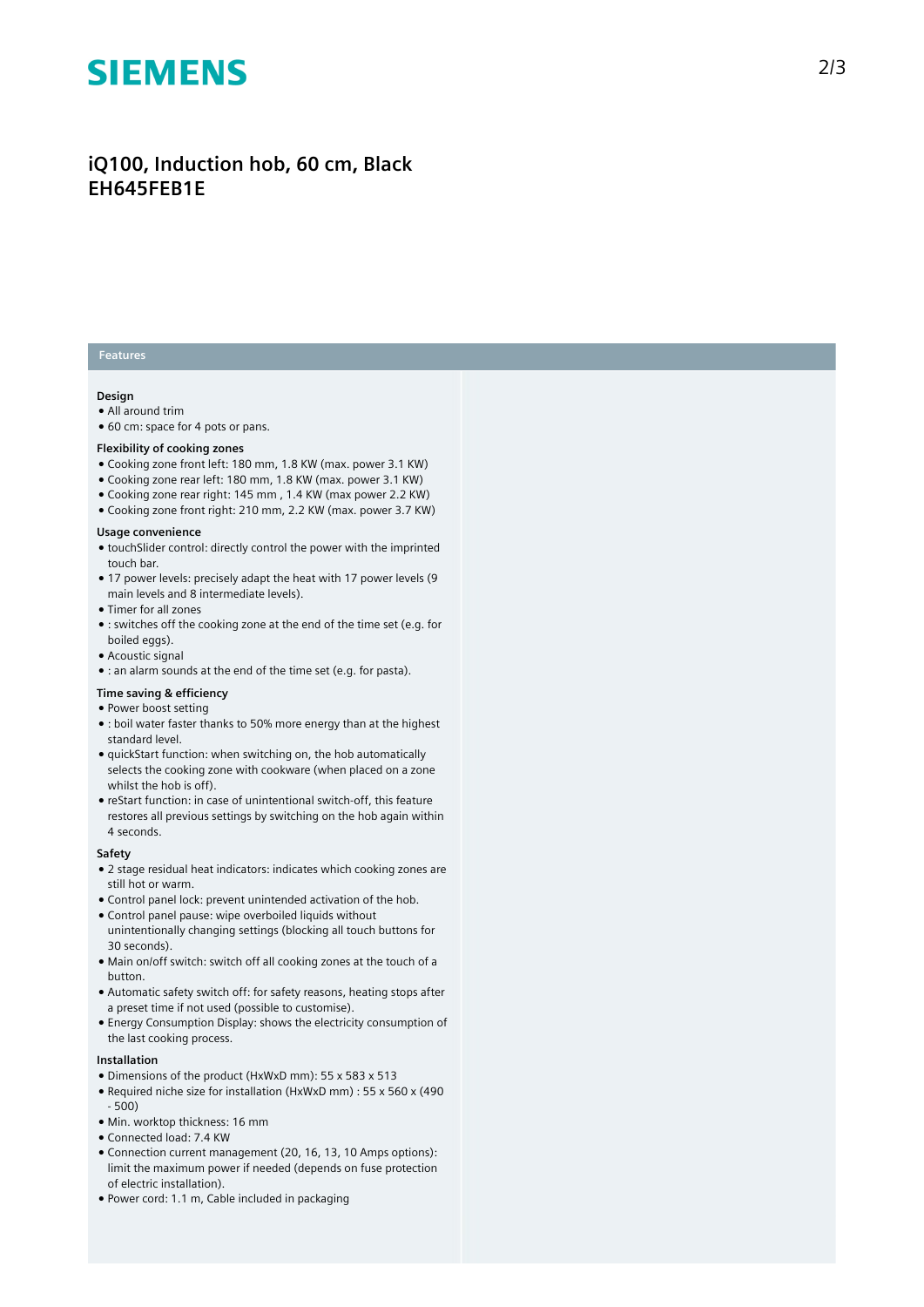**SIEMENS**

# iQ100, Induction hob, 60 cm, Black
# EH645FEB1E

## Features

### Design

- All around trim
- 60 cm: space for 4 pots or pans.

### Flexibility of cooking zones

- Cooking zone front left: 180 mm, 1.8 KW (max. power 3.1 KW)
- Cooking zone rear left: 180 mm, 1.8 KW (max. power 3.1 KW)
- Cooking zone rear right: 145 mm , 1.4 KW (max power 2.2 KW)
- Cooking zone front right: 210 mm, 2.2 KW (max. power 3.7 KW)

### Usage convenience

- touchSlider control: directly control the power with the imprinted touch bar.
- 17 power levels: precisely adapt the heat with 17 power levels (9 main levels and 8 intermediate levels).
- Timer for all zones
- : switches off the cooking zone at the end of the time set (e.g. for boiled eggs).
- Acoustic signal
- : an alarm sounds at the end of the time set (e.g. for pasta).

### Time saving & efficiency

- Power boost setting
- : boil water faster thanks to 50% more energy than at the highest standard level.
- quickStart function: when switching on, the hob automatically selects the cooking zone with cookware (when placed on a zone whilst the hob is off).
- reStart function: in case of unintentional switch-off, this feature restores all previous settings by switching on the hob again within 4 seconds.

### Safety

- 2 stage residual heat indicators: indicates which cooking zones are still hot or warm.
- Control panel lock: prevent unintended activation of the hob.
- Control panel pause: wipe overboiled liquids without unintentionally changing settings (blocking all touch buttons for 30 seconds).
- Main on/off switch: switch off all cooking zones at the touch of a button.
- Automatic safety switch off: for safety reasons, heating stops after a preset time if not used (possible to customise).
- Energy Consumption Display: shows the electricity consumption of the last cooking process.

### Installation

- Dimensions of the product (HxWxD mm): 55 x 583 x 513
- Required niche size for installation (HxWxD mm) : 55 x 560 x (490 - 500)
- Min. worktop thickness: 16 mm
- Connected load: 7.4 KW
- Connection current management (20, 16, 13, 10 Amps options): limit the maximum power if needed (depends on fuse protection of electric installation).
- Power cord: 1.1 m, Cable included in packaging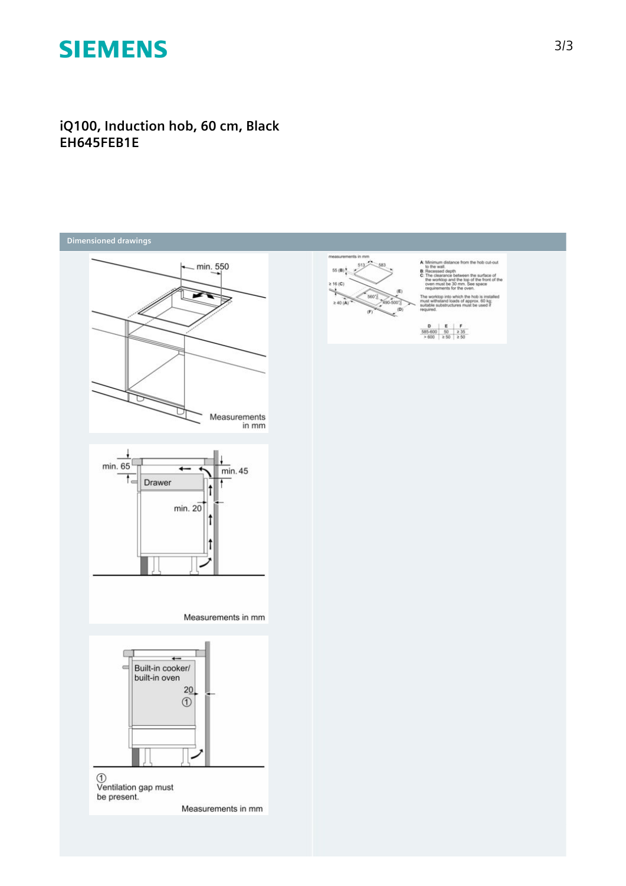# iQ100, Induction hob, 60 cm, Black
# EH645FEB1E

## Dimensioned drawings

min. 550

Measurements in mm

min. 65

Drawer

min. 45

min. 20

Measurements in mm

Built-in cooker/ built-in oven

20

①

① Ventilation gap must be present.

Measurements in mm

measurements in mm

513

583

55 (B)

≥ 16 (C)

560

490-500

≥ 40 (A)

(E)

(D)

(F)

A: Minimum distance from the hob cut-out to the wall.
B: Recessed depth
C: The clearance between the surface of the worktop and the top of the front of the oven must be 30 mm. See space requirements for the oven.

The worktop into which the hob is installed must withstand loads of approx. 60 kg; suitable substructures must be used if required.

| D | E | F |
| --- | --- | --- |
| 585-600 | 50 | ≥ 35 |
| > 600 | ≥ 50 | ≥ 50 |